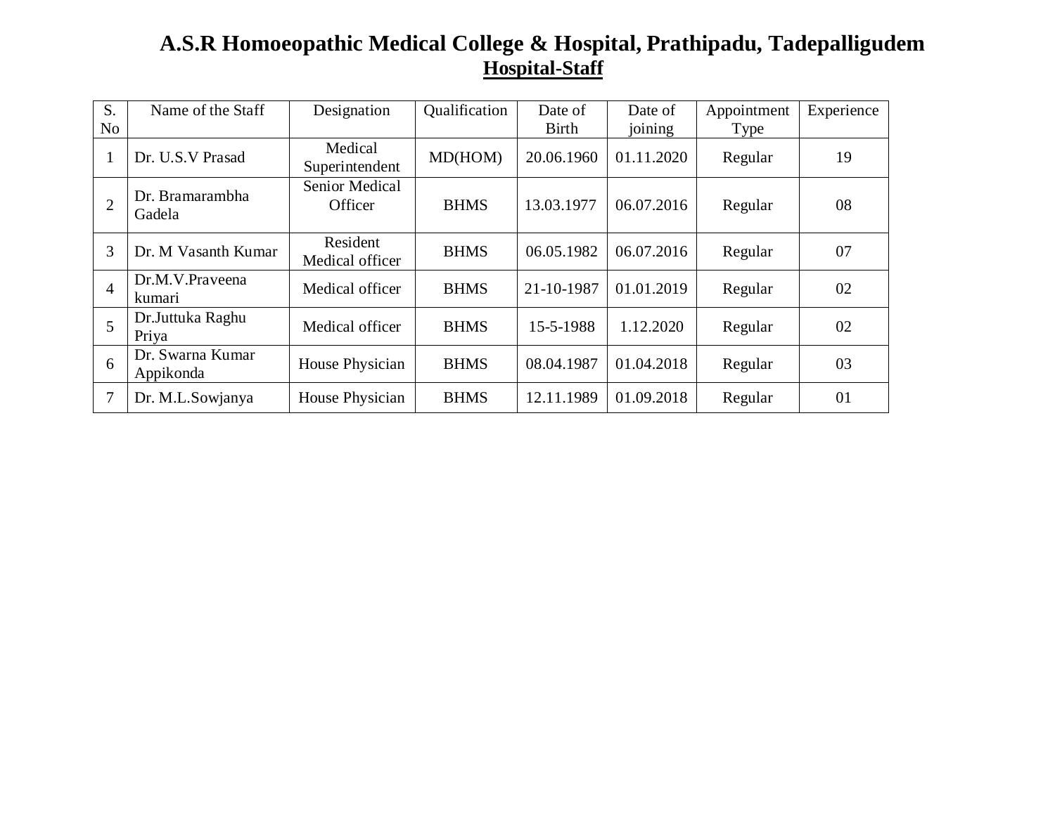# A.S.R Homoeopathic Medical College & Hospital, Prathipadu, Tadepalligudem

## Hospital-Staff

| S. No | Name of the Staff | Designation | Qualification | Date of Birth | Date of joining | Appointment Type | Experience |
|---|---|---|---|---|---|---|---|
| 1 | Dr. U.S.V Prasad | Medical Superintendent | MD(HOM) | 20.06.1960 | 01.11.2020 | Regular | 19 |
| 2 | Dr. Bramarambha Gadela | Senior Medical Officer | BHMS | 13.03.1977 | 06.07.2016 | Regular | 08 |
| 3 | Dr. M Vasanth Kumar | Resident Medical officer | BHMS | 06.05.1982 | 06.07.2016 | Regular | 07 |
| 4 | Dr.M.V.Praveena kumari | Medical officer | BHMS | 21-10-1987 | 01.01.2019 | Regular | 02 |
| 5 | Dr.Juttuka Raghu Priya | Medical officer | BHMS | 15-5-1988 | 1.12.2020 | Regular | 02 |
| 6 | Dr. Swarna Kumar Appikonda | House Physician | BHMS | 08.04.1987 | 01.04.2018 | Regular | 03 |
| 7 | Dr. M.L.Sowjanya | House Physician | BHMS | 12.11.1989 | 01.09.2018 | Regular | 01 |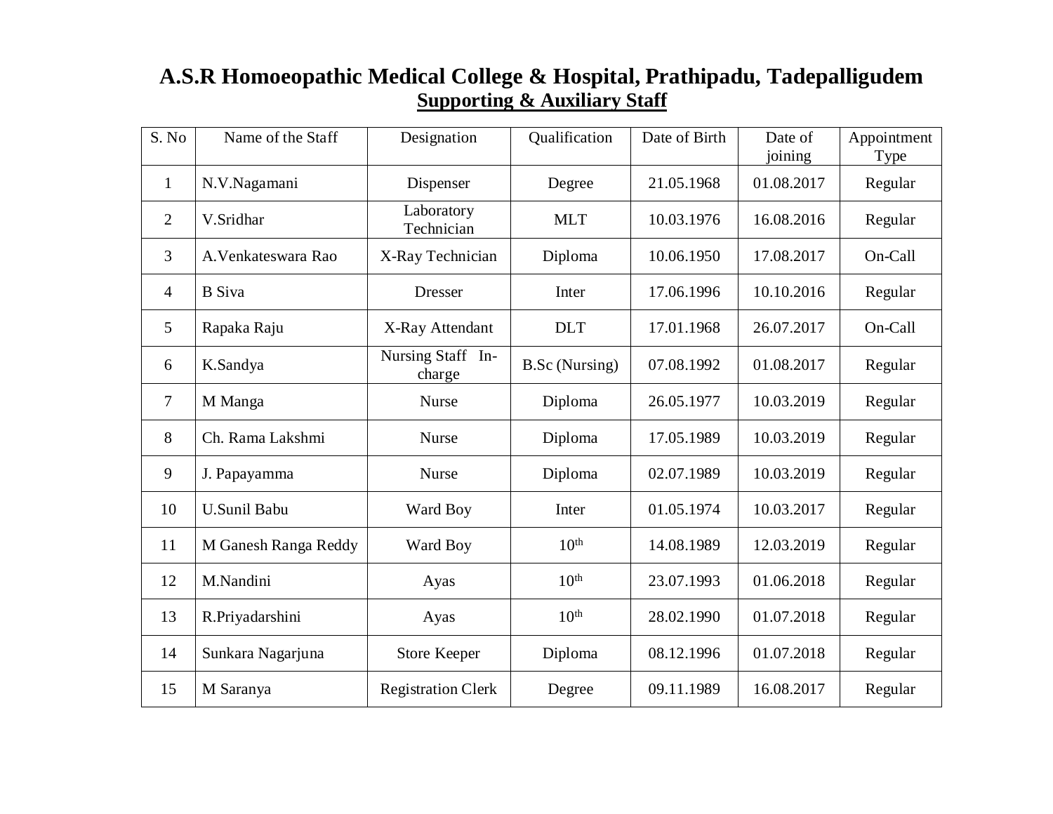# A.S.R Homoeopathic Medical College & Hospital, Prathipadu, Tadepalligudem

## Supporting & Auxiliary Staff

| S. No | Name of the Staff | Designation | Qualification | Date of Birth | Date of joining | Appointment Type |
|---|---|---|---|---|---|---|
| 1 | N.V.Nagamani | Dispenser | Degree | 21.05.1968 | 01.08.2017 | Regular |
| 2 | V.Sridhar | Laboratory Technician | MLT | 10.03.1976 | 16.08.2016 | Regular |
| 3 | A.Venkateswara Rao | X-Ray Technician | Diploma | 10.06.1950 | 17.08.2017 | On-Call |
| 4 | B Siva | Dresser | Inter | 17.06.1996 | 10.10.2016 | Regular |
| 5 | Rapaka Raju | X-Ray Attendant | DLT | 17.01.1968 | 26.07.2017 | On-Call |
| 6 | K.Sandya | Nursing Staff In-charge | B.Sc (Nursing) | 07.08.1992 | 01.08.2017 | Regular |
| 7 | M Manga | Nurse | Diploma | 26.05.1977 | 10.03.2019 | Regular |
| 8 | Ch. Rama Lakshmi | Nurse | Diploma | 17.05.1989 | 10.03.2019 | Regular |
| 9 | J. Papayamma | Nurse | Diploma | 02.07.1989 | 10.03.2019 | Regular |
| 10 | U.Sunil Babu | Ward Boy | Inter | 01.05.1974 | 10.03.2017 | Regular |
| 11 | M Ganesh Ranga Reddy | Ward Boy | 10th | 14.08.1989 | 12.03.2019 | Regular |
| 12 | M.Nandini | Ayas | 10th | 23.07.1993 | 01.06.2018 | Regular |
| 13 | R.Priyadarshini | Ayas | 10th | 28.02.1990 | 01.07.2018 | Regular |
| 14 | Sunkara Nagarjuna | Store Keeper | Diploma | 08.12.1996 | 01.07.2018 | Regular |
| 15 | M Saranya | Registration Clerk | Degree | 09.11.1989 | 16.08.2017 | Regular |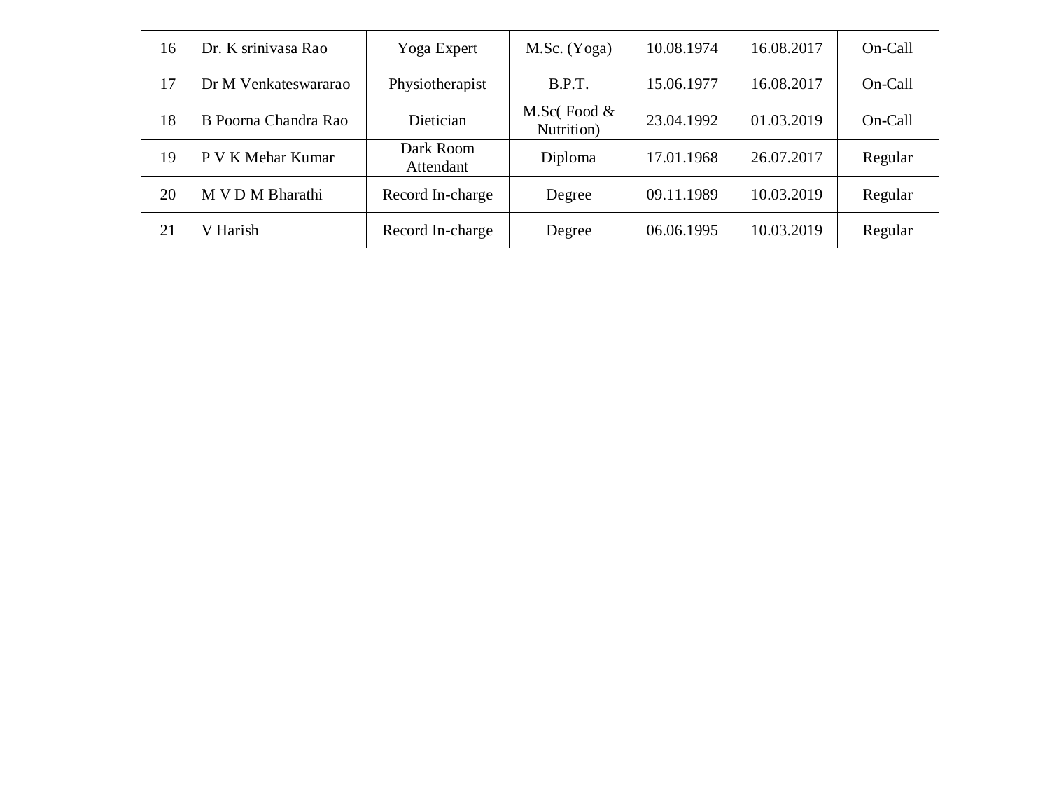| | | | | | | |
|---|---|---|---|---|---|---|
| 16 | Dr. K srinivasa Rao | Yoga Expert | M.Sc. (Yoga) | 10.08.1974 | 16.08.2017 | On-Call |
| 17 | Dr M Venkateswararao | Physiotherapist | B.P.T. | 15.06.1977 | 16.08.2017 | On-Call |
| 18 | B Poorna Chandra Rao | Dietician | M.Sc( Food & Nutrition) | 23.04.1992 | 01.03.2019 | On-Call |
| 19 | P V K Mehar Kumar | Dark Room Attendant | Diploma | 17.01.1968 | 26.07.2017 | Regular |
| 20 | M V D M Bharathi | Record In-charge | Degree | 09.11.1989 | 10.03.2019 | Regular |
| 21 | V Harish | Record In-charge | Degree | 06.06.1995 | 10.03.2019 | Regular |